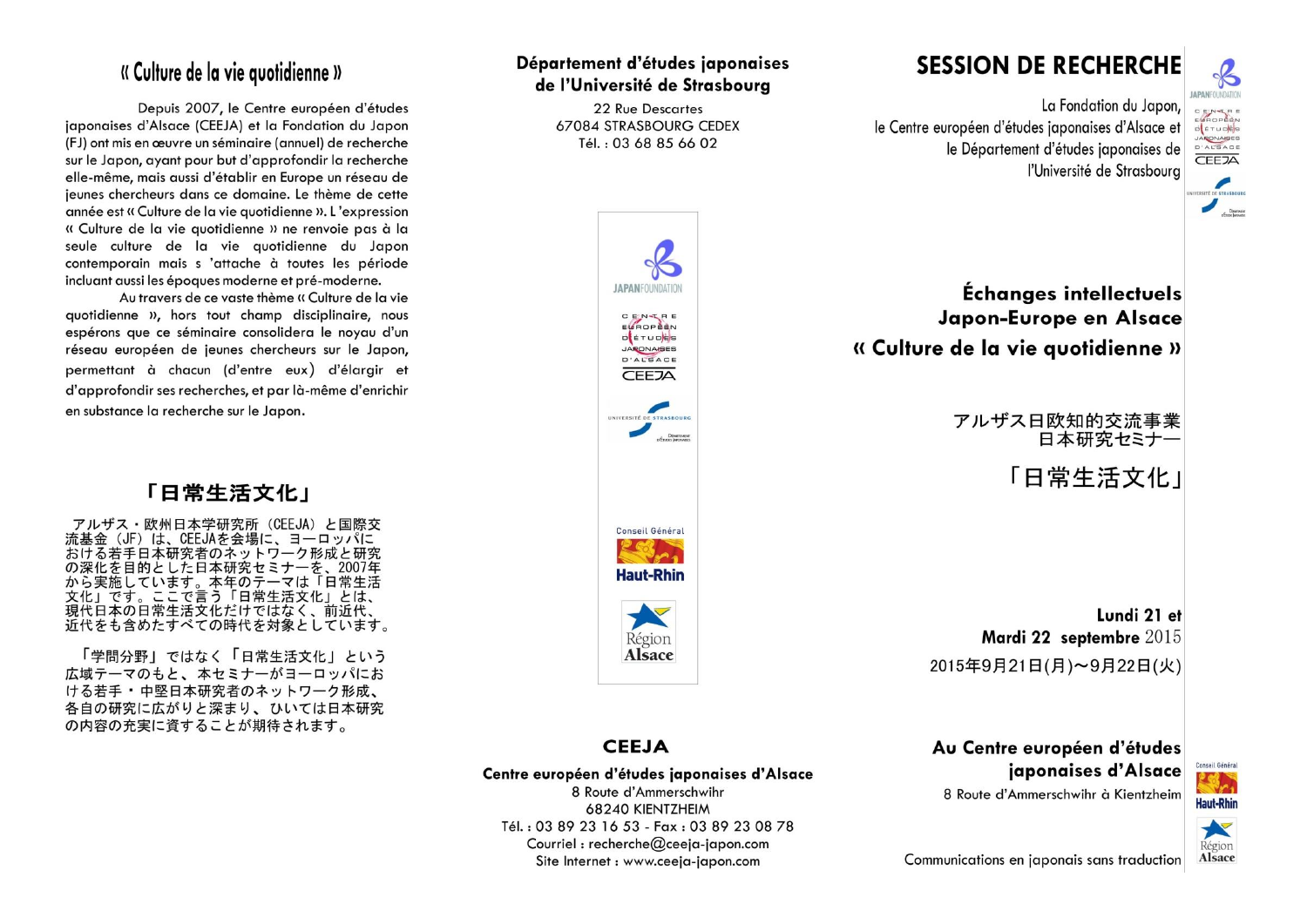# « Culture de la vie quotidienne »

Depuis 2007, le Centre européen d'études japonaises d'Alsace (CEEJA) et la Fondation du Japon (FJ) ont mis en œuvre un séminaire (annuel) de recherche sur le Japon, ayant pour but d'approfondir la recherche elle-même, mais aussi d'établir en Europe un réseau de jeunes chercheurs dans ce domaine. Le thème de cette année est « Culture de la vie quotidienne ». L'expression « Culture de la vie quotidienne » ne renvoie pas à la seule culture de la vie quotidienne du Japon contemporain mais s 'attache à toutes les période incluant aussi les époques moderne et pré-moderne.

Au travers de ce vaste thème « Culture de la vie quotidienne », hors tout champ disciplinaire, nous espérons que ce séminaire consolidera le noyau d'un réseau européen de jeunes chercheurs sur le Japon, permettant à chacun (d'entre eux) d'élargir et d'approfondir ses recherches, et par là-même d'enrichir en substance la recherche sur le Japon.

# 「日常生活文化」

アルザス・欧州日本学研究所（CEEJA）と国際交流基金（JF）は、CEEJAを会場に、ヨーロッパにおける若手日本研究者のネットワーク形成と研究の深化を目的とした日本研究セミナーを、2007年から実施しています。本年のテーマは「日常生活文化」です。ここで言う「日常生活文化」とは、現代日本の日常生活文化だけではなく、前近代、近代をも含めたすべての時代を対象としています。

「学問分野」ではなく「日常生活文化」という広域テーマのもと、本セミナーがヨーロッパにおける若手・中堅日本研究者のネットワーク形成、各自の研究に広がりと深まり、ひいては日本研究の内容の充実に資することが期待されます。

**Département d'études japonaises de l'Université de Strasbourg**

22 Rue Descartes
67084 STRASBOURG CEDEX
Tél. : 03 68 85 66 02

JAPANFOUNDATION

CENTRE EUROPÉEN D'ÉTUDES JAPONAISES D'ALSACE – CEEJA

UNIVERSITÉ DE STRASBOURG – Département d'études japonaises

Conseil Général Haut-Rhin

Région Alsace

**CEEJA**

**Centre européen d'études japonaises d'Alsace**

8 Route d'Ammerschwihr
68240 KIENTZHEIM
Tél. : 03 89 23 16 53 - Fax : 03 89 23 08 78
Courriel : recherche@ceeja-japon.com
Site Internet : www.ceeja-japon.com

# SESSION DE RECHERCHE

La Fondation du Japon,
le Centre européen d'études japonaises d'Alsace et
le Département d'études japonaises de
l'Université de Strasbourg

## Échanges intellectuels Japon-Europe en Alsace
## « Culture de la vie quotidienne »

アルザス日欧知的交流事業
日本研究セミナー

## 「日常生活文化」

**Lundi 21 et**
**Mardi 22 septembre** 2015

2015年9月21日(月)～9月22日(火)

**Au Centre européen d'études japonaises d'Alsace**

8 Route d'Ammerschwihr à Kientzheim

Communications en japonais sans traduction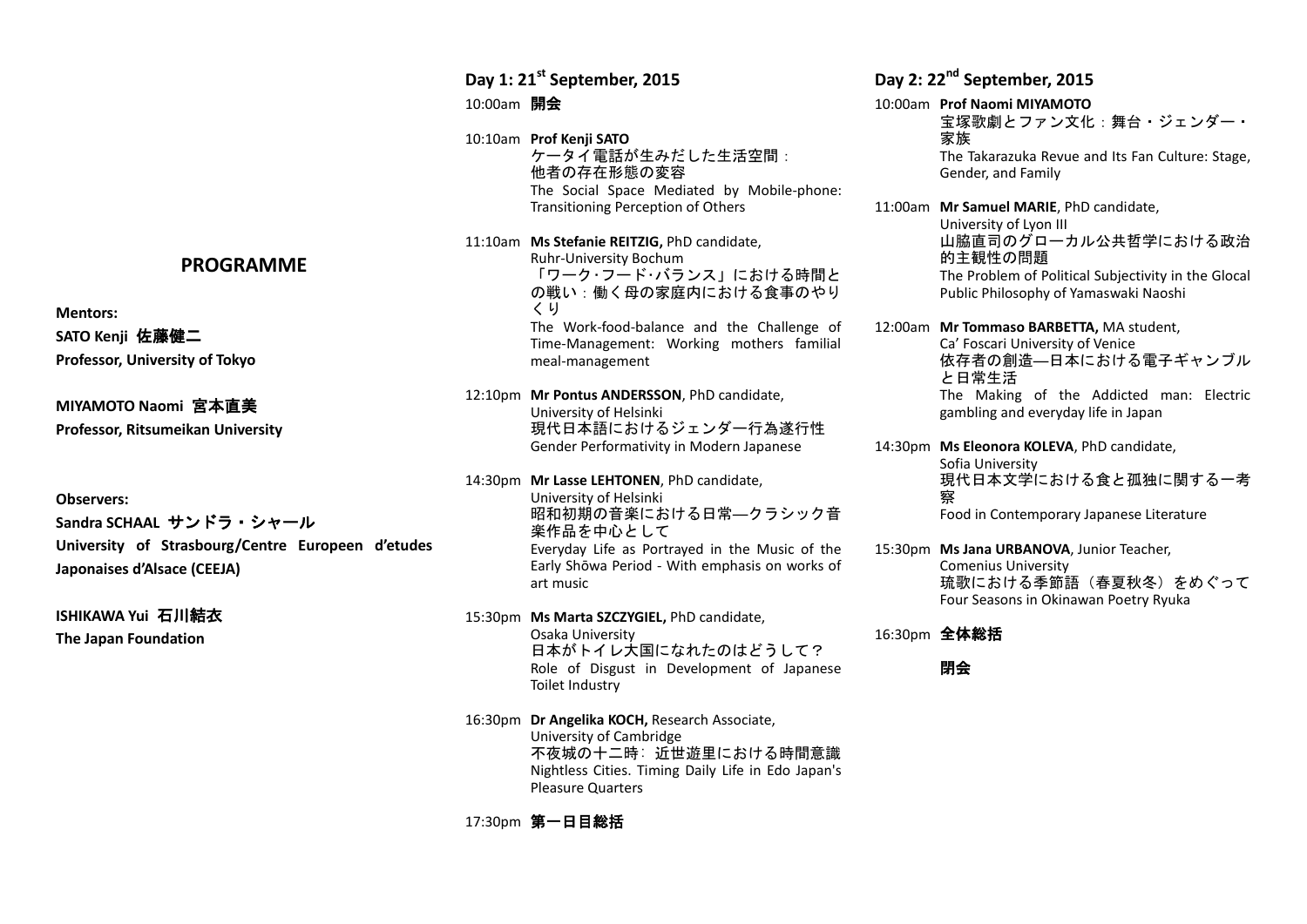## PROGRAMME

**Mentors:**

**SATO Kenji 佐藤健二**
**Professor, University of Tokyo**

**MIYAMOTO Naomi 宮本直美**
**Professor, Ritsumeikan University**

**Observers:**

**Sandra SCHAAL サンドラ・シャール**
**University of Strasbourg/Centre Europeen d'etudes Japonaises d'Alsace (CEEJA)**

**ISHIKAWA Yui 石川結衣**
**The Japan Foundation**

## Day 1: 21st September, 2015

10:00am **開会**

10:10am **Prof Kenji SATO**
ケータイ電話が生みだした生活空間：他者の存在形態の変容
The Social Space Mediated by Mobile-phone: Transitioning Perception of Others

11:10am **Ms Stefanie REITZIG,** PhD candidate, Ruhr-University Bochum
「ワーク･フード･バランス」における時間との戦い：働く母の家庭内における食事のやりくり
The Work-food-balance and the Challenge of Time-Management: Working mothers familial meal-management

12:10pm **Mr Pontus ANDERSSON**, PhD candidate, University of Helsinki
現代日本語におけるジェンダー行為遂行性
Gender Performativity in Modern Japanese

14:30pm **Mr Lasse LEHTONEN**, PhD candidate, University of Helsinki
昭和初期の音楽における日常—クラシック音楽作品を中心として
Everyday Life as Portrayed in the Music of the Early Shōwa Period - With emphasis on works of art music

15:30pm **Ms Marta SZCZYGIEL,** PhD candidate, Osaka University
日本がトイレ大国になれたのはどうして？
Role of Disgust in Development of Japanese Toilet Industry

16:30pm **Dr Angelika KOCH,** Research Associate, University of Cambridge
不夜城の十二時：近世遊里における時間意識
Nightless Cities. Timing Daily Life in Edo Japan's Pleasure Quarters

17:30pm **第一日目総括**

## Day 2: 22nd September, 2015

10:00am **Prof Naomi MIYAMOTO**
宝塚歌劇とファン文化：舞台・ジェンダー・家族
The Takarazuka Revue and Its Fan Culture: Stage, Gender, and Family

11:00am **Mr Samuel MARIE**, PhD candidate, University of Lyon III
山脇直司のグローカル公共哲学における政治的主観性の問題
The Problem of Political Subjectivity in the Glocal Public Philosophy of Yamaswaki Naoshi

12:00am **Mr Tommaso BARBETTA,** MA student, Ca' Foscari University of Venice
依存者の創造—日本における電子ギャンブルと日常生活
The Making of the Addicted man: Electric gambling and everyday life in Japan

14:30pm **Ms Eleonora KOLEVA**, PhD candidate, Sofia University
現代日本文学における食と孤独に関する一考察
Food in Contemporary Japanese Literature

15:30pm **Ms Jana URBANOVA**, Junior Teacher, Comenius University
琉歌における季節語（春夏秋冬）をめぐって
Four Seasons in Okinawan Poetry Ryuka

16:30pm **全体総括**

**閉会**